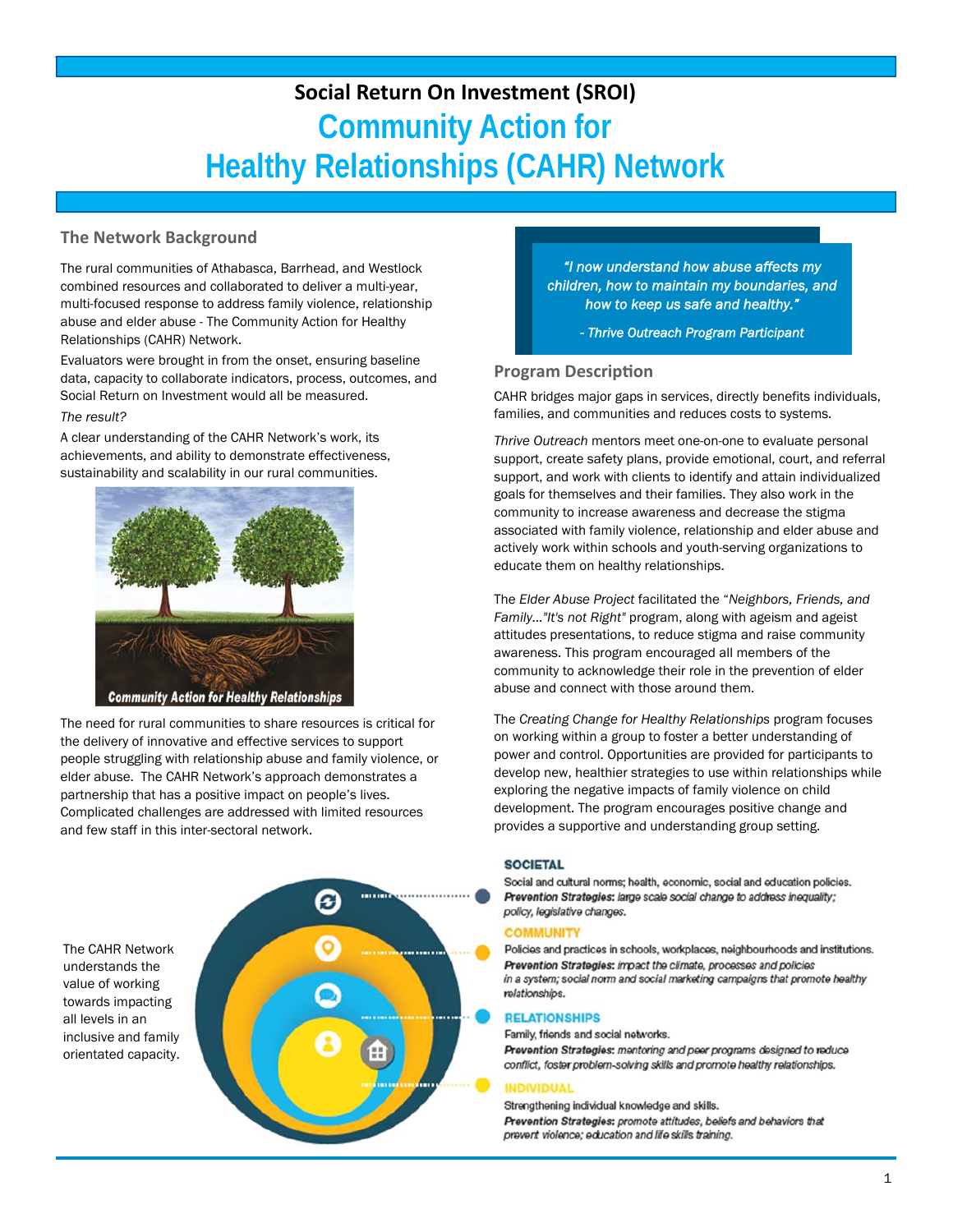## Social Return On Investment (SROI)

# Community Action for Healthy Relationships (CAHR) Network

### The Network Background

The rural communities of Athabasca, Barrhead, and Westlock combined resources and collaborated to deliver a multi-year, multi-focused response to address family violence, relationship abuse and elder abuse - The Community Action for Healthy Relationships (CAHR) Network.

Evaluators were brought in from the onset, ensuring baseline data, capacity to collaborate indicators, process, outcomes, and Social Return on Investment would all be measured.

*The result?*

A clear understanding of the CAHR Network's work, its achievements, and ability to demonstrate effectiveness, sustainability and scalability in our rural communities.

Community Action for Healthy Relationships

The need for rural communities to share resources is critical for the delivery of innovative and effective services to support people struggling with relationship abuse and family violence, or elder abuse. The CAHR Network's approach demonstrates a partnership that has a positive impact on people's lives. Complicated challenges are addressed with limited resources and few staff in this inter-sectoral network.

> *"I now understand how abuse affects my children, how to maintain my boundaries, and how to keep us safe and healthy."*
>
> *- Thrive Outreach Program Participant*

### Program Description

CAHR bridges major gaps in services, directly benefits individuals, families, and communities and reduces costs to systems.

*Thrive Outreach* mentors meet one-on-one to evaluate personal support, create safety plans, provide emotional, court, and referral support, and work with clients to identify and attain individualized goals for themselves and their families. They also work in the community to increase awareness and decrease the stigma associated with family violence, relationship and elder abuse and actively work within schools and youth-serving organizations to educate them on healthy relationships.

The *Elder Abuse Project* facilitated the *"Neighbors, Friends, and Family..."It's not Right"* program, along with ageism and ageist attitudes presentations, to reduce stigma and raise community awareness. This program encouraged all members of the community to acknowledge their role in the prevention of elder abuse and connect with those around them.

The *Creating Change for Healthy Relationships* program focuses on working within a group to foster a better understanding of power and control. Opportunities are provided for participants to develop new, healthier strategies to use within relationships while exploring the negative impacts of family violence on child development. The program encourages positive change and provides a supportive and understanding group setting.

The CAHR Network understands the value of working towards impacting all levels in an inclusive and family orientated capacity.

**SOCIETAL**

Social and cultural norms; health, economic, social and education policies.
***Prevention Strategies:*** *large scale social change to address inequality; policy, legislative changes.*

**COMMUNITY**

Policies and practices in schools, workplaces, neighbourhoods and institutions.
***Prevention Strategies:*** *impact the climate, processes and policies in a system; social norm and social marketing campaigns that promote healthy relationships.*

**RELATIONSHIPS**

Family, friends and social networks.
***Prevention Strategies:*** *mentoring and peer programs designed to reduce conflict, foster problem-solving skills and promote healthy relationships.*

**INDIVIDUAL**

Strengthening individual knowledge and skills.
***Prevention Strategies:*** *promote attitudes, beliefs and behaviors that prevent violence; education and life skills training.*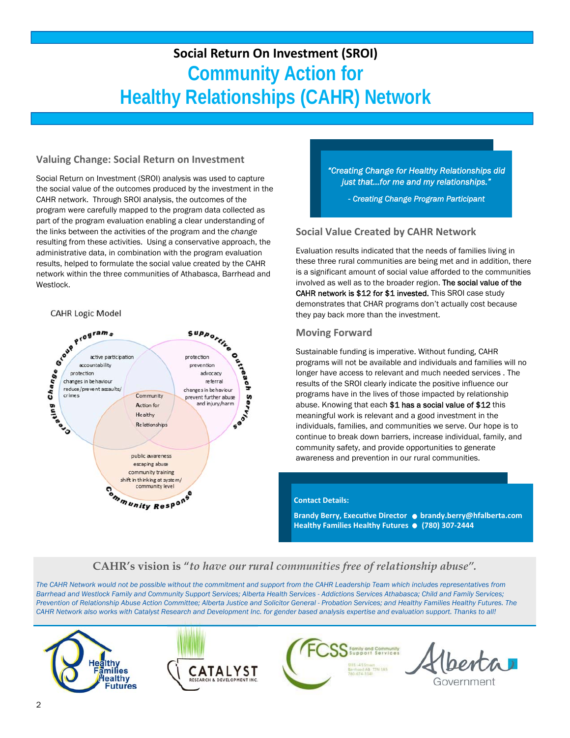# Social Return On Investment (SROI)

# Community Action for Healthy Relationships (CAHR) Network

## Valuing Change: Social Return on Investment

Social Return on Investment (SROI) analysis was used to capture the social value of the outcomes produced by the investment in the CAHR network. Through SROI analysis, the outcomes of the program were carefully mapped to the program data collected as part of the program evaluation enabling a clear understanding of the links between the activities of the program and the *change* resulting from these activities. Using a conservative approach, the administrative data, in combination with the program evaluation results, helped to formulate the social value created by the CAHR network within the three communities of Athabasca, Barrhead and Westlock.

CAHR Logic Model

Creating Change Group Programs

active participation
accountability
protection
changes in behaviour
reduce/prevent assaults/crimes

Supportive Outreach Services

protection
prevention
advocacy
referral
changes in behaviour
prevent further abuse and injury/harm

Community Action for Healthy Relationships

public awareness
escaping abuse
community training
shift in thinking at system/community level

Community Response

> *"Creating Change for Healthy Relationships did just that…for me and my relationships."*
>
> *- Creating Change Program Participant*

## Social Value Created by CAHR Network

Evaluation results indicated that the needs of families living in these three rural communities are being met and in addition, there is a significant amount of social value afforded to the communities involved as well as to the broader region. **The social value of the CAHR network is $12 for $1 invested.** This SROI case study demonstrates that CHAR programs don't actually cost because they pay back more than the investment.

## Moving Forward

Sustainable funding is imperative. Without funding, CAHR programs will not be available and individuals and families will no longer have access to relevant and much needed services . The results of the SROI clearly indicate the positive influence our programs have in the lives of those impacted by relationship abuse. Knowing that each **$1 has a social value of $12** this meaningful work is relevant and a good investment in the individuals, families, and communities we serve. Our hope is to continue to break down barriers, increase individual, family, and community safety, and provide opportunities to generate awareness and prevention in our rural communities.

**Contact Details:**

**Brandy Berry, Executive Director ● brandy.berry@hfalberta.com**
**Healthy Families Healthy Futures ● (780) 307-2444**

**CAHR's vision is *"to have our rural communities free of relationship abuse"*.**

*The CAHR Network would not be possible without the commitment and support from the CAHR Leadership Team which includes representatives from Barrhead and Westlock Family and Community Support Services; Alberta Health Services - Addictions Services Athabasca; Child and Family Services; Prevention of Relationship Abuse Action Committee; Alberta Justice and Solicitor General - Probation Services; and Healthy Families Healthy Futures. The CAHR Network also works with Catalyst Research and Development Inc. for gender based analysis expertise and evaluation support. Thanks to all!*

Healthy Families Healthy Futures

CATALYST RESEARCH & DEVELOPMENT INC.

FCSS Family and Community Support Services

Alberta Government